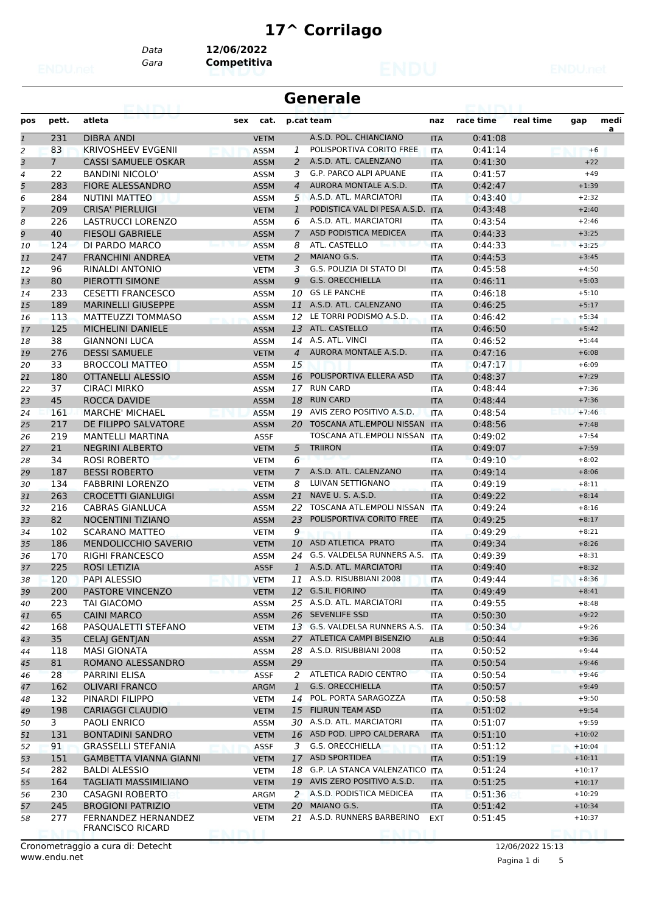# 17^ Corrilago

*Data* **12/06/2022**
*Gara* **Competitiva**

## Generale

| pos | pett. | atleta | sex | cat. | p.cat | team | naz | race time | real time | gap | media |
|---|---|---|---|---|---|---|---|---|---|---|---|
| 1 | 231 | DIBRA ANDI | | VETM | | A.S.D. POL. CHIANCIANO | ITA | 0:41:08 | | | |
| 2 | 83 | KRIVOSHEEV EVGENII | | ASSM | 1 | POLISPORTIVA CORITO FREE | ITA | 0:41:14 | | +6 | |
| 3 | 7 | CASSI SAMUELE OSKAR | | ASSM | 2 | A.S.D. ATL. CALENZANO | ITA | 0:41:30 | | +22 | |
| 4 | 22 | BANDINI NICOLO' | | ASSM | 3 | G.P. PARCO ALPI APUANE | ITA | 0:41:57 | | +49 | |
| 5 | 283 | FIORE ALESSANDRO | | ASSM | 4 | AURORA MONTALE A.S.D. | ITA | 0:42:47 | | +1:39 | |
| 6 | 284 | NUTINI MATTEO | | ASSM | 5 | A.S.D. ATL. MARCIATORI | ITA | 0:43:40 | | +2:32 | |
| 7 | 209 | CRISA' PIERLUIGI | | VETM | 1 | PODISTICA VAL DI PESA A.S.D. | ITA | 0:43:48 | | +2:40 | |
| 8 | 226 | LASTRUCCI LORENZO | | ASSM | 6 | A.S.D. ATL. MARCIATORI | ITA | 0:43:54 | | +2:46 | |
| 9 | 40 | FIESOLI GABRIELE | | ASSM | 7 | ASD PODISTICA MEDICEA | ITA | 0:44:33 | | +3:25 | |
| 10 | 124 | DI PARDO MARCO | | ASSM | 8 | ATL. CASTELLO | ITA | 0:44:33 | | +3:25 | |
| 11 | 247 | FRANCHINI ANDREA | | VETM | 2 | MAIANO G.S. | ITA | 0:44:53 | | +3:45 | |
| 12 | 96 | RINALDI ANTONIO | | VETM | 3 | G.S. POLIZIA DI STATO DI | ITA | 0:45:58 | | +4:50 | |
| 13 | 80 | PIEROTTI SIMONE | | ASSM | 9 | G.S. ORECCHIELLA | ITA | 0:46:11 | | +5:03 | |
| 14 | 233 | CESETTI FRANCESCO | | ASSM | 10 | GS LE PANCHE | ITA | 0:46:18 | | +5:10 | |
| 15 | 189 | MARINELLI GIUSEPPE | | ASSM | 11 | A.S.D. ATL. CALENZANO | ITA | 0:46:25 | | +5:17 | |
| 16 | 113 | MATTEUZZI TOMMASO | | ASSM | 12 | LE TORRI PODISMO A.S.D. | ITA | 0:46:42 | | +5:34 | |
| 17 | 125 | MICHELINI DANIELE | | ASSM | 13 | ATL. CASTELLO | ITA | 0:46:50 | | +5:42 | |
| 18 | 38 | GIANNONI LUCA | | ASSM | 14 | A.S. ATL. VINCI | ITA | 0:46:52 | | +5:44 | |
| 19 | 276 | DESSI SAMUELE | | VETM | 4 | AURORA MONTALE A.S.D. | ITA | 0:47:16 | | +6:08 | |
| 20 | 33 | BROCCOLI MATTEO | | ASSM | 15 | | ITA | 0:47:17 | | +6:09 | |
| 21 | 180 | OTTANELLI ALESSIO | | ASSM | 16 | POLISPORTIVA ELLERA ASD | ITA | 0:48:37 | | +7:29 | |
| 22 | 37 | CIRACI MIRKO | | ASSM | 17 | RUN CARD | ITA | 0:48:44 | | +7:36 | |
| 23 | 45 | ROCCA DAVIDE | | ASSM | 18 | RUN CARD | ITA | 0:48:44 | | +7:36 | |
| 24 | 161 | MARCHE' MICHAEL | | ASSM | 19 | AVIS ZERO POSITIVO A.S.D. | ITA | 0:48:54 | | +7:46 | |
| 25 | 217 | DE FILIPPO SALVATORE | | ASSM | 20 | TOSCANA ATL.EMPOLI NISSAN | ITA | 0:48:56 | | +7:48 | |
| 26 | 219 | MANTELLI MARTINA | | ASSF | | TOSCANA ATL.EMPOLI NISSAN | ITA | 0:49:02 | | +7:54 | |
| 27 | 21 | NEGRINI ALBERTO | | VETM | 5 | TRIIRON | ITA | 0:49:07 | | +7:59 | |
| 28 | 34 | ROSI ROBERTO | | VETM | 6 | | ITA | 0:49:10 | | +8:02 | |
| 29 | 187 | BESSI ROBERTO | | VETM | 7 | A.S.D. ATL. CALENZANO | ITA | 0:49:14 | | +8:06 | |
| 30 | 134 | FABBRINI LORENZO | | VETM | 8 | LUIVAN SETTIGNANO | ITA | 0:49:19 | | +8:11 | |
| 31 | 263 | CROCETTI GIANLUIGI | | ASSM | 21 | NAVE U. S. A.S.D. | ITA | 0:49:22 | | +8:14 | |
| 32 | 216 | CABRAS GIANLUCA | | ASSM | 22 | TOSCANA ATL.EMPOLI NISSAN | ITA | 0:49:24 | | +8:16 | |
| 33 | 82 | NOCENTINI TIZIANO | | ASSM | 23 | POLISPORTIVA CORITO FREE | ITA | 0:49:25 | | +8:17 | |
| 34 | 102 | SCARANO MATTEO | | VETM | 9 | | ITA | 0:49:29 | | +8:21 | |
| 35 | 186 | MENDOLICCHIO SAVERIO | | VETM | 10 | ASD ATLETICA PRATO | ITA | 0:49:34 | | +8:26 | |
| 36 | 170 | RIGHI FRANCESCO | | ASSM | 24 | G.S. VALDELSA RUNNERS A.S. | ITA | 0:49:39 | | +8:31 | |
| 37 | 225 | ROSI LETIZIA | | ASSF | 1 | A.S.D. ATL. MARCIATORI | ITA | 0:49:40 | | +8:32 | |
| 38 | 120 | PAPI ALESSIO | | VETM | 11 | A.S.D. RISUBBIANI 2008 | ITA | 0:49:44 | | +8:36 | |
| 39 | 200 | PASTORE VINCENZO | | VETM | 12 | G.S.IL FIORINO | ITA | 0:49:49 | | +8:41 | |
| 40 | 223 | TAI GIACOMO | | ASSM | 25 | A.S.D. ATL. MARCIATORI | ITA | 0:49:55 | | +8:48 | |
| 41 | 65 | CAINI MARCO | | ASSM | 26 | SEVENLIFE SSD | ITA | 0:50:30 | | +9:22 | |
| 42 | 168 | PASQUALETTI STEFANO | | VETM | 13 | G.S. VALDELSA RUNNERS A.S. | ITA | 0:50:34 | | +9:26 | |
| 43 | 35 | CELAJ GENTJAN | | ASSM | 27 | ATLETICA CAMPI BISENZIO | ALB | 0:50:44 | | +9:36 | |
| 44 | 118 | MASI GIONATA | | ASSM | 28 | A.S.D. RISUBBIANI 2008 | ITA | 0:50:52 | | +9:44 | |
| 45 | 81 | ROMANO ALESSANDRO | | ASSM | 29 | | ITA | 0:50:54 | | +9:46 | |
| 46 | 28 | PARRINI ELISA | | ASSF | 2 | ATLETICA RADIO CENTRO | ITA | 0:50:54 | | +9:46 | |
| 47 | 162 | OLIVARI FRANCO | | ARGM | 1 | G.S. ORECCHIELLA | ITA | 0:50:57 | | +9:49 | |
| 48 | 132 | PINARDI FILIPPO | | VETM | 14 | POL. PORTA SARAGOZZA | ITA | 0:50:58 | | +9:50 | |
| 49 | 198 | CARIAGGI CLAUDIO | | VETM | 15 | FILIRUN TEAM ASD | ITA | 0:51:02 | | +9:54 | |
| 50 | 3 | PAOLI ENRICO | | ASSM | 30 | A.S.D. ATL. MARCIATORI | ITA | 0:51:07 | | +9:59 | |
| 51 | 131 | BONTADINI SANDRO | | VETM | 16 | ASD POD. LIPPO CALDERARA | ITA | 0:51:10 | | +10:02 | |
| 52 | 91 | GRASSELLI STEFANIA | | ASSF | 3 | G.S. ORECCHIELLA | ITA | 0:51:12 | | +10:04 | |
| 53 | 151 | GAMBETTA VIANNA GIANNI | | VETM | 17 | ASD SPORTIDEA | ITA | 0:51:19 | | +10:11 | |
| 54 | 282 | BALDI ALESSIO | | VETM | 18 | G.P. LA STANCA VALENZATICO | ITA | 0:51:24 | | +10:17 | |
| 55 | 164 | TAGLIATI MASSIMILIANO | | VETM | 19 | AVIS ZERO POSITIVO A.S.D. | ITA | 0:51:25 | | +10:17 | |
| 56 | 230 | CASAGNI ROBERTO | | ARGM | 2 | A.S.D. PODISTICA MEDICEA | ITA | 0:51:36 | | +10:29 | |
| 57 | 245 | BROGIONI PATRIZIO | | VETM | 20 | MAIANO G.S. | ITA | 0:51:42 | | +10:34 | |
| 58 | 277 | FERNANDEZ HERNANDEZ FRANCISCO RICARD | | VETM | 21 | A.S.D. RUNNERS BARBERINO | EXT | 0:51:45 | | +10:37 | |

Cronometraggio a cura di: Detecht
www.endu.net

12/06/2022 15:13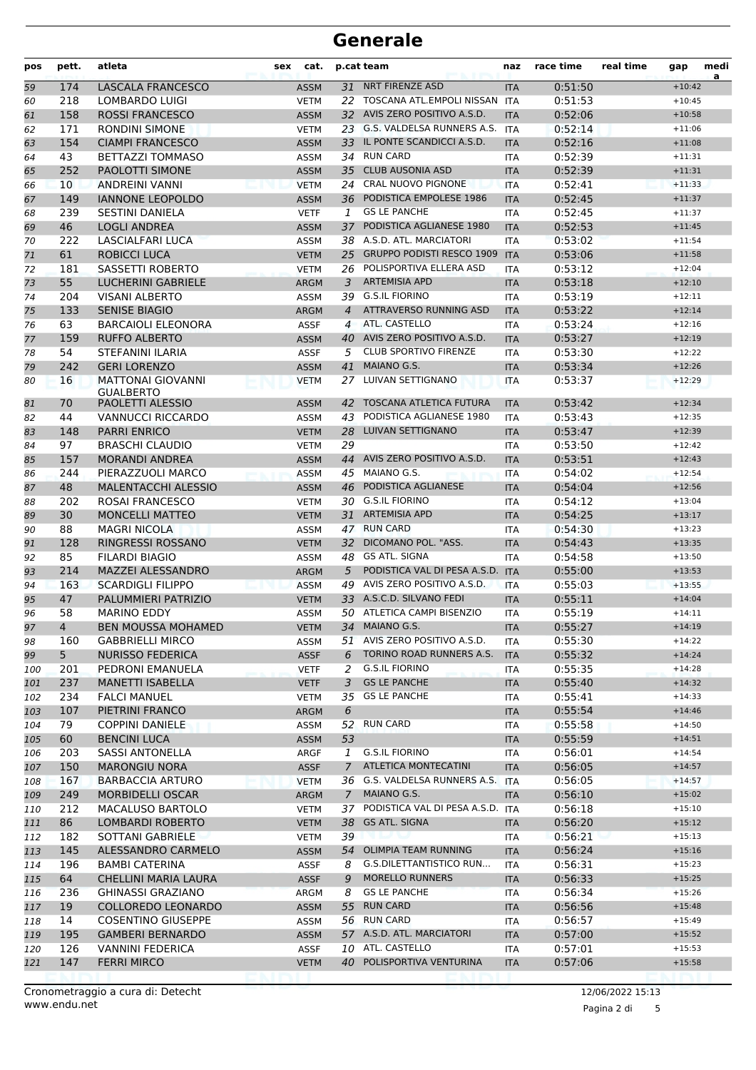# Generale

| pos | pett. | atleta | sex | cat. | p.cat | team | naz | race time | real time | gap | media |
|---|---|---|---|---|---|---|---|---|---|---|---|
| 59 | 174 | LASCALA FRANCESCO | | ASSM | 31 | NRT FIRENZE ASD | ITA | 0:51:50 | | +10:42 | |
| 60 | 218 | LOMBARDO LUIGI | | VETM | 22 | TOSCANA ATL.EMPOLI NISSAN | ITA | 0:51:53 | | +10:45 | |
| 61 | 158 | ROSSI FRANCESCO | | ASSM | 32 | AVIS ZERO POSITIVO A.S.D. | ITA | 0:52:06 | | +10:58 | |
| 62 | 171 | RONDINI SIMONE | | VETM | 23 | G.S. VALDELSA RUNNERS A.S. | ITA | 0:52:14 | | +11:06 | |
| 63 | 154 | CIAMPI FRANCESCO | | ASSM | 33 | IL PONTE SCANDICCI A.S.D. | ITA | 0:52:16 | | +11:08 | |
| 64 | 43 | BETTAZZI TOMMASO | | ASSM | 34 | RUN CARD | ITA | 0:52:39 | | +11:31 | |
| 65 | 252 | PAOLOTTI SIMONE | | ASSM | 35 | CLUB AUSONIA ASD | ITA | 0:52:39 | | +11:31 | |
| 66 | 10 | ANDREINI VANNI | | VETM | 24 | CRAL NUOVO PIGNONE | ITA | 0:52:41 | | +11:33 | |
| 67 | 149 | IANNONE LEOPOLDO | | ASSM | 36 | PODISTICA EMPOLESE 1986 | ITA | 0:52:45 | | +11:37 | |
| 68 | 239 | SESTINI DANIELA | | VETF | 1 | GS LE PANCHE | ITA | 0:52:45 | | +11:37 | |
| 69 | 46 | LOGLI ANDREA | | ASSM | 37 | PODISTICA AGLIANESE 1980 | ITA | 0:52:53 | | +11:45 | |
| 70 | 222 | LASCIALFARI LUCA | | ASSM | 38 | A.S.D. ATL. MARCIATORI | ITA | 0:53:02 | | +11:54 | |
| 71 | 61 | ROBICCI LUCA | | VETM | 25 | GRUPPO PODISTI RESCO 1909 | ITA | 0:53:06 | | +11:58 | |
| 72 | 181 | SASSETTI ROBERTO | | VETM | 26 | POLISPORTIVA ELLERA ASD | ITA | 0:53:12 | | +12:04 | |
| 73 | 55 | LUCHERINI GABRIELE | | ARGM | 3 | ARTEMISIA APD | ITA | 0:53:18 | | +12:10 | |
| 74 | 204 | VISANI ALBERTO | | ASSM | 39 | G.S.IL FIORINO | ITA | 0:53:19 | | +12:11 | |
| 75 | 133 | SENISE BIAGIO | | ARGM | 4 | ATTRAVERSO RUNNING ASD | ITA | 0:53:22 | | +12:14 | |
| 76 | 63 | BARCAIOLI ELEONORA | | ASSF | 4 | ATL. CASTELLO | ITA | 0:53:24 | | +12:16 | |
| 77 | 159 | RUFFO ALBERTO | | ASSM | 40 | AVIS ZERO POSITIVO A.S.D. | ITA | 0:53:27 | | +12:19 | |
| 78 | 54 | STEFANINI ILARIA | | ASSF | 5 | CLUB SPORTIVO FIRENZE | ITA | 0:53:30 | | +12:22 | |
| 79 | 242 | GERI LORENZO | | ASSM | 41 | MAIANO G.S. | ITA | 0:53:34 | | +12:26 | |
| 80 | 16 | MATTONAI GIOVANNI GUALBERTO | | VETM | 27 | LUIVAN SETTIGNANO | ITA | 0:53:37 | | +12:29 | |
| 81 | 70 | PAOLETTI ALESSIO | | ASSM | 42 | TOSCANA ATLETICA FUTURA | ITA | 0:53:42 | | +12:34 | |
| 82 | 44 | VANNUCCI RICCARDO | | ASSM | 43 | PODISTICA AGLIANESE 1980 | ITA | 0:53:43 | | +12:35 | |
| 83 | 148 | PARRI ENRICO | | VETM | 28 | LUIVAN SETTIGNANO | ITA | 0:53:47 | | +12:39 | |
| 84 | 97 | BRASCHI CLAUDIO | | VETM | 29 | | ITA | 0:53:50 | | +12:42 | |
| 85 | 157 | MORANDI ANDREA | | ASSM | 44 | AVIS ZERO POSITIVO A.S.D. | ITA | 0:53:51 | | +12:43 | |
| 86 | 244 | PIERAZZUOLI MARCO | | ASSM | 45 | MAIANO G.S. | ITA | 0:54:02 | | +12:54 | |
| 87 | 48 | MALENTACCHI ALESSIO | | ASSM | 46 | PODISTICA AGLIANESE | ITA | 0:54:04 | | +12:56 | |
| 88 | 202 | ROSAI FRANCESCO | | VETM | 30 | G.S.IL FIORINO | ITA | 0:54:12 | | +13:04 | |
| 89 | 30 | MONCELLI MATTEO | | VETM | 31 | ARTEMISIA APD | ITA | 0:54:25 | | +13:17 | |
| 90 | 88 | MAGRI NICOLA | | ASSM | 47 | RUN CARD | ITA | 0:54:30 | | +13:23 | |
| 91 | 128 | RINGRESSI ROSSANO | | VETM | 32 | DICOMANO POL. "ASS. | ITA | 0:54:43 | | +13:35 | |
| 92 | 85 | FILARDI BIAGIO | | ASSM | 48 | GS ATL. SIGNA | ITA | 0:54:58 | | +13:50 | |
| 93 | 214 | MAZZEI ALESSANDRO | | ARGM | 5 | PODISTICA VAL DI PESA A.S.D. | ITA | 0:55:00 | | +13:53 | |
| 94 | 163 | SCARDIGLI FILIPPO | | ASSM | 49 | AVIS ZERO POSITIVO A.S.D. | ITA | 0:55:03 | | +13:55 | |
| 95 | 47 | PALUMMIERI PATRIZIO | | VETM | 33 | A.S.C.D. SILVANO FEDI | ITA | 0:55:11 | | +14:04 | |
| 96 | 58 | MARINO EDDY | | ASSM | 50 | ATLETICA CAMPI BISENZIO | ITA | 0:55:19 | | +14:11 | |
| 97 | 4 | BEN MOUSSA MOHAMED | | VETM | 34 | MAIANO G.S. | ITA | 0:55:27 | | +14:19 | |
| 98 | 160 | GABBRIELLI MIRCO | | ASSM | 51 | AVIS ZERO POSITIVO A.S.D. | ITA | 0:55:30 | | +14:22 | |
| 99 | 5 | NURISSO FEDERICA | | ASSF | 6 | TORINO ROAD RUNNERS A.S. | ITA | 0:55:32 | | +14:24 | |
| 100 | 201 | PEDRONI EMANUELA | | VETF | 2 | G.S.IL FIORINO | ITA | 0:55:35 | | +14:28 | |
| 101 | 237 | MANETTI ISABELLA | | VETF | 3 | GS LE PANCHE | ITA | 0:55:40 | | +14:32 | |
| 102 | 234 | FALCI MANUEL | | VETM | 35 | GS LE PANCHE | ITA | 0:55:41 | | +14:33 | |
| 103 | 107 | PIETRINI FRANCO | | ARGM | 6 | | ITA | 0:55:54 | | +14:46 | |
| 104 | 79 | COPPINI DANIELE | | ASSM | 52 | RUN CARD | ITA | 0:55:58 | | +14:50 | |
| 105 | 60 | BENCINI LUCA | | ASSM | 53 | | ITA | 0:55:59 | | +14:51 | |
| 106 | 203 | SASSI ANTONELLA | | ARGF | 1 | G.S.IL FIORINO | ITA | 0:56:01 | | +14:54 | |
| 107 | 150 | MARONGIU NORA | | ASSF | 7 | ATLETICA MONTECATINI | ITA | 0:56:05 | | +14:57 | |
| 108 | 167 | BARBACCIA ARTURO | | VETM | 36 | G.S. VALDELSA RUNNERS A.S. | ITA | 0:56:05 | | +14:57 | |
| 109 | 249 | MORBIDELLI OSCAR | | ARGM | 7 | MAIANO G.S. | ITA | 0:56:10 | | +15:02 | |
| 110 | 212 | MACALUSO BARTOLO | | VETM | 37 | PODISTICA VAL DI PESA A.S.D. | ITA | 0:56:18 | | +15:10 | |
| 111 | 86 | LOMBARDI ROBERTO | | VETM | 38 | GS ATL. SIGNA | ITA | 0:56:20 | | +15:12 | |
| 112 | 182 | SOTTANI GABRIELE | | VETM | 39 | | ITA | 0:56:21 | | +15:13 | |
| 113 | 145 | ALESSANDRO CARMELO | | ASSM | 54 | OLIMPIA TEAM RUNNING | ITA | 0:56:24 | | +15:16 | |
| 114 | 196 | BAMBI CATERINA | | ASSF | 8 | G.S.DILETTANTISTICO RUN... | ITA | 0:56:31 | | +15:23 | |
| 115 | 64 | CHELLINI MARIA LAURA | | ASSF | 9 | MORELLO RUNNERS | ITA | 0:56:33 | | +15:25 | |
| 116 | 236 | GHINASSI GRAZIANO | | ARGM | 8 | GS LE PANCHE | ITA | 0:56:34 | | +15:26 | |
| 117 | 19 | COLLOREDO LEONARDO | | ASSM | 55 | RUN CARD | ITA | 0:56:56 | | +15:48 | |
| 118 | 14 | COSENTINO GIUSEPPE | | ASSM | 56 | RUN CARD | ITA | 0:56:57 | | +15:49 | |
| 119 | 195 | GAMBERI BERNARDO | | ASSM | 57 | A.S.D. ATL. MARCIATORI | ITA | 0:57:00 | | +15:52 | |
| 120 | 126 | VANNINI FEDERICA | | ASSF | 10 | ATL. CASTELLO | ITA | 0:57:01 | | +15:53 | |
| 121 | 147 | FERRI MIRCO | | VETM | 40 | POLISPORTIVA VENTURINA | ITA | 0:57:06 | | +15:58 | |

Cronometraggio a cura di: Detecht
www.endu.net

12/06/2022 15:13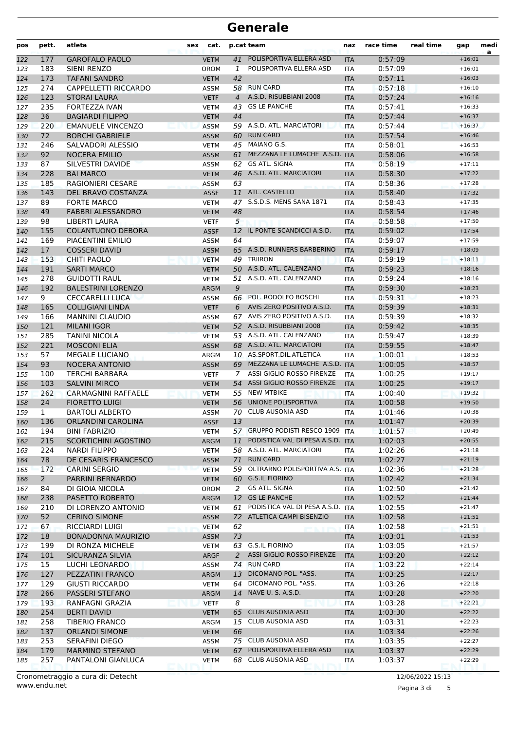# Generale

| pos | pett. | atleta | sex | cat. | p.cat | team | naz | race time | real time | gap | media |
|---|---|---|---|---|---|---|---|---|---|---|---|
| 122 | 177 | GAROFALO PAOLO | | VETM | 41 | POLISPORTIVA ELLERA ASD | ITA | 0:57:09 | | +16:01 | |
| 123 | 183 | SIENI RENZO | | OROM | 1 | POLISPORTIVA ELLERA ASD | ITA | 0:57:09 | | +16:01 | |
| 124 | 173 | TAFANI SANDRO | | VETM | 42 | | ITA | 0:57:11 | | +16:03 | |
| 125 | 274 | CAPPELLETTI RICCARDO | | ASSM | 58 | RUN CARD | ITA | 0:57:18 | | +16:10 | |
| 126 | 123 | STORAI LAURA | | VETF | 4 | A.S.D. RISUBBIANI 2008 | ITA | 0:57:24 | | +16:16 | |
| 127 | 235 | FORTEZZA IVAN | | VETM | 43 | GS LE PANCHE | ITA | 0:57:41 | | +16:33 | |
| 128 | 36 | BAGIARDI FILIPPO | | VETM | 44 | | ITA | 0:57:44 | | +16:37 | |
| 129 | 220 | EMANUELE VINCENZO | | ASSM | 59 | A.S.D. ATL. MARCIATORI | ITA | 0:57:44 | | +16:37 | |
| 130 | 72 | BORCHI GABRIELE | | ASSM | 60 | RUN CARD | ITA | 0:57:54 | | +16:46 | |
| 131 | 246 | SALVADORI ALESSIO | | VETM | 45 | MAIANO G.S. | ITA | 0:58:01 | | +16:53 | |
| 132 | 92 | NOCERA EMILIO | | ASSM | 61 | MEZZANA LE LUMACHE A.S.D. | ITA | 0:58:06 | | +16:58 | |
| 133 | 87 | SILVESTRI DAVIDE | | ASSM | 62 | GS ATL. SIGNA | ITA | 0:58:19 | | +17:11 | |
| 134 | 228 | BAI MARCO | | VETM | 46 | A.S.D. ATL. MARCIATORI | ITA | 0:58:30 | | +17:22 | |
| 135 | 185 | RAGIONIERI CESARE | | ASSM | 63 | | ITA | 0:58:36 | | +17:28 | |
| 136 | 143 | DEL BRAVO COSTANZA | | ASSF | 11 | ATL. CASTELLO | ITA | 0:58:40 | | +17:32 | |
| 137 | 89 | FORTE MARCO | | VETM | 47 | S.S.D.S. MENS SANA 1871 | ITA | 0:58:43 | | +17:35 | |
| 138 | 49 | FABBRI ALESSANDRO | | VETM | 48 | | ITA | 0:58:54 | | +17:46 | |
| 139 | 98 | LIBERTI LAURA | | VETF | 5 | | ITA | 0:58:58 | | +17:50 | |
| 140 | 155 | COLANTUONO DEBORA | | ASSF | 12 | IL PONTE SCANDICCI A.S.D. | ITA | 0:59:02 | | +17:54 | |
| 141 | 169 | PIACENTINI EMILIO | | ASSM | 64 | | ITA | 0:59:07 | | +17:59 | |
| 142 | 17 | COSSERI DAVID | | ASSM | 65 | A.S.D. RUNNERS BARBERINO | ITA | 0:59:17 | | +18:09 | |
| 143 | 153 | CHITI PAOLO | | VETM | 49 | TRIIRON | ITA | 0:59:19 | | +18:11 | |
| 144 | 191 | SARTI MARCO | | VETM | 50 | A.S.D. ATL. CALENZANO | ITA | 0:59:23 | | +18:16 | |
| 145 | 278 | GUIDOTTI RAUL | | VETM | 51 | A.S.D. ATL. CALENZANO | ITA | 0:59:24 | | +18:16 | |
| 146 | 192 | BALESTRINI LORENZO | | ARGM | 9 | | ITA | 0:59:30 | | +18:23 | |
| 147 | 9 | CECCARELLI LUCA | | ASSM | 66 | POL. RODOLFO BOSCHI | ITA | 0:59:31 | | +18:23 | |
| 148 | 165 | COLLIGIANI LINDA | | VETF | 6 | AVIS ZERO POSITIVO A.S.D. | ITA | 0:59:39 | | +18:31 | |
| 149 | 166 | MANNINI CLAUDIO | | ASSM | 67 | AVIS ZERO POSITIVO A.S.D. | ITA | 0:59:39 | | +18:32 | |
| 150 | 121 | MILANI IGOR | | VETM | 52 | A.S.D. RISUBBIANI 2008 | ITA | 0:59:42 | | +18:35 | |
| 151 | 285 | TANINI NICOLA | | VETM | 53 | A.S.D. ATL. CALENZANO | ITA | 0:59:47 | | +18:39 | |
| 152 | 221 | MOSCONI ELIA | | ASSM | 68 | A.S.D. ATL. MARCIATORI | ITA | 0:59:55 | | +18:47 | |
| 153 | 57 | MEGALE LUCIANO | | ARGM | 10 | AS.SPORT.DIL.ATLETICA | ITA | 1:00:01 | | +18:53 | |
| 154 | 93 | NOCERA ANTONIO | | ASSM | 69 | MEZZANA LE LUMACHE A.S.D. | ITA | 1:00:05 | | +18:57 | |
| 155 | 100 | TERCHI BARBARA | | VETF | 7 | ASSI GIGLIO ROSSO FIRENZE | ITA | 1:00:25 | | +19:17 | |
| 156 | 103 | SALVINI MIRCO | | VETM | 54 | ASSI GIGLIO ROSSO FIRENZE | ITA | 1:00:25 | | +19:17 | |
| 157 | 262 | CARMAGNINI RAFFAELE | | VETM | 55 | NEW MTBIKE | ITA | 1:00:40 | | +19:32 | |
| 158 | 24 | FIORETTO LUIGI | | VETM | 56 | UNIONE POLISPORTIVA | ITA | 1:00:58 | | +19:50 | |
| 159 | 1 | BARTOLI ALBERTO | | ASSM | 70 | CLUB AUSONIA ASD | ITA | 1:01:46 | | +20:38 | |
| 160 | 136 | ORLANDINI CAROLINA | | ASSF | 13 | | ITA | 1:01:47 | | +20:39 | |
| 161 | 194 | BINI FABRIZIO | | VETM | 57 | GRUPPO PODISTI RESCO 1909 | ITA | 1:01:57 | | +20:49 | |
| 162 | 215 | SCORTICHINI AGOSTINO | | ARGM | 11 | PODISTICA VAL DI PESA A.S.D. | ITA | 1:02:03 | | +20:55 | |
| 163 | 224 | NARDI FILIPPO | | VETM | 58 | A.S.D. ATL. MARCIATORI | ITA | 1:02:26 | | +21:18 | |
| 164 | 78 | DE CESARIS FRANCESCO | | ASSM | 71 | RUN CARD | ITA | 1:02:27 | | +21:19 | |
| 165 | 172 | CARINI SERGIO | | VETM | 59 | OLTRARNO POLISPORTIVA A.S. | ITA | 1:02:36 | | +21:28 | |
| 166 | 2 | PARRINI BERNARDO | | VETM | 60 | G.S.IL FIORINO | ITA | 1:02:42 | | +21:34 | |
| 167 | 84 | DI GIOIA NICOLA | | OROM | 2 | GS ATL. SIGNA | ITA | 1:02:50 | | +21:42 | |
| 168 | 238 | PASETTO ROBERTO | | ARGM | 12 | GS LE PANCHE | ITA | 1:02:52 | | +21:44 | |
| 169 | 210 | DI LORENZO ANTONIO | | VETM | 61 | PODISTICA VAL DI PESA A.S.D. | ITA | 1:02:55 | | +21:47 | |
| 170 | 52 | CERINO SIMONE | | ASSM | 72 | ATLETICA CAMPI BISENZIO | ITA | 1:02:58 | | +21:51 | |
| 171 | 67 | RICCIARDI LUIGI | | VETM | 62 | | ITA | 1:02:58 | | +21:51 | |
| 172 | 18 | BONADONNA MAURIZIO | | ASSM | 73 | | ITA | 1:03:01 | | +21:53 | |
| 173 | 199 | DI RONZA MICHELE | | VETM | 63 | G.S.IL FIORINO | ITA | 1:03:05 | | +21:57 | |
| 174 | 101 | SICURANZA SILVIA | | ARGF | 2 | ASSI GIGLIO ROSSO FIRENZE | ITA | 1:03:20 | | +22:12 | |
| 175 | 15 | LUCHI LEONARDO | | ASSM | 74 | RUN CARD | ITA | 1:03:22 | | +22:14 | |
| 176 | 127 | PEZZATINI FRANCO | | ARGM | 13 | DICOMANO POL. "ASS. | ITA | 1:03:25 | | +22:17 | |
| 177 | 129 | GIUSTI RICCARDO | | VETM | 64 | DICOMANO POL. "ASS. | ITA | 1:03:26 | | +22:18 | |
| 178 | 266 | PASSERI STEFANO | | ARGM | 14 | NAVE U. S. A.S.D. | ITA | 1:03:28 | | +22:20 | |
| 179 | 193 | RANFAGNI GRAZIA | | VETF | 8 | | ITA | 1:03:28 | | +22:21 | |
| 180 | 254 | BERTI DAVID | | VETM | 65 | CLUB AUSONIA ASD | ITA | 1:03:30 | | +22:22 | |
| 181 | 258 | TIBERIO FRANCO | | ARGM | 15 | CLUB AUSONIA ASD | ITA | 1:03:31 | | +22:23 | |
| 182 | 137 | ORLANDI SIMONE | | VETM | 66 | | ITA | 1:03:34 | | +22:26 | |
| 183 | 253 | SERAFINI DIEGO | | ASSM | 75 | CLUB AUSONIA ASD | ITA | 1:03:35 | | +22:27 | |
| 184 | 179 | MARMINO STEFANO | | VETM | 67 | POLISPORTIVA ELLERA ASD | ITA | 1:03:37 | | +22:29 | |
| 185 | 257 | PANTALONI GIANLUCA | | VETM | 68 | CLUB AUSONIA ASD | ITA | 1:03:37 | | +22:29 | |

Cronometraggio a cura di: Detecht
www.endu.net

12/06/2022 15:13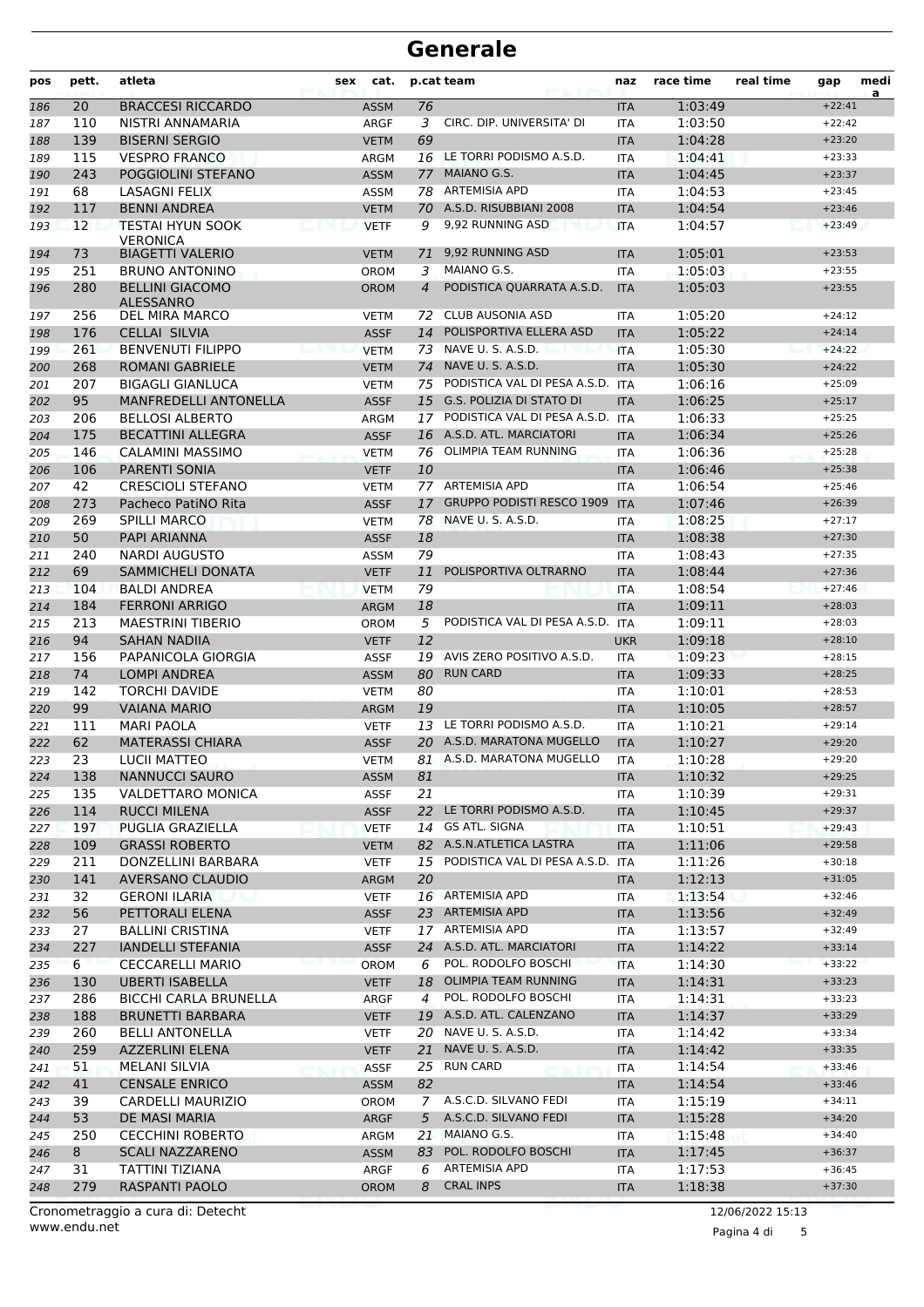# Generale

| pos | pett. | atleta | sex | cat. | p.cat | team | naz | race time | real time | gap | media |
|---|---|---|---|---|---|---|---|---|---|---|---|
| 186 | 20 | BRACCESI RICCARDO | | ASSM | 76 | | ITA | 1:03:49 | | +22:41 | |
| 187 | 110 | NISTRI ANNAMARIA | | ARGF | 3 | CIRC. DIP. UNIVERSITA' DI | ITA | 1:03:50 | | +22:42 | |
| 188 | 139 | BISERNI SERGIO | | VETM | 69 | | ITA | 1:04:28 | | +23:20 | |
| 189 | 115 | VESPRO FRANCO | | ARGM | 16 | LE TORRI PODISMO A.S.D. | ITA | 1:04:41 | | +23:33 | |
| 190 | 243 | POGGIOLINI STEFANO | | ASSM | 77 | MAIANO G.S. | ITA | 1:04:45 | | +23:37 | |
| 191 | 68 | LASAGNI FELIX | | ASSM | 78 | ARTEMISIA APD | ITA | 1:04:53 | | +23:45 | |
| 192 | 117 | BENNI ANDREA | | VETM | 70 | A.S.D. RISUBBIANI 2008 | ITA | 1:04:54 | | +23:46 | |
| 193 | 12 | TESTAI HYUN SOOK VERONICA | | VETF | 9 | 9,92 RUNNING ASD | ITA | 1:04:57 | | +23:49 | |
| 194 | 73 | BIAGETTI VALERIO | | VETM | 71 | 9,92 RUNNING ASD | ITA | 1:05:01 | | +23:53 | |
| 195 | 251 | BRUNO ANTONINO | | OROM | 3 | MAIANO G.S. | ITA | 1:05:03 | | +23:55 | |
| 196 | 280 | BELLINI GIACOMO ALESSANRO | | OROM | 4 | PODISTICA QUARRATA A.S.D. | ITA | 1:05:03 | | +23:55 | |
| 197 | 256 | DEL MIRA MARCO | | VETM | 72 | CLUB AUSONIA ASD | ITA | 1:05:20 | | +24:12 | |
| 198 | 176 | CELLAI SILVIA | | ASSF | 14 | POLISPORTIVA ELLERA ASD | ITA | 1:05:22 | | +24:14 | |
| 199 | 261 | BENVENUTI FILIPPO | | VETM | 73 | NAVE U. S. A.S.D. | ITA | 1:05:30 | | +24:22 | |
| 200 | 268 | ROMANI GABRIELE | | VETM | 74 | NAVE U. S. A.S.D. | ITA | 1:05:30 | | +24:22 | |
| 201 | 207 | BIGAGLI GIANLUCA | | VETM | 75 | PODISTICA VAL DI PESA A.S.D. | ITA | 1:06:16 | | +25:09 | |
| 202 | 95 | MANFREDELLI ANTONELLA | | ASSF | 15 | G.S. POLIZIA DI STATO DI | ITA | 1:06:25 | | +25:17 | |
| 203 | 206 | BELLOSI ALBERTO | | ARGM | 17 | PODISTICA VAL DI PESA A.S.D. | ITA | 1:06:33 | | +25:25 | |
| 204 | 175 | BECATTINI ALLEGRA | | ASSF | 16 | A.S.D. ATL. MARCIATORI | ITA | 1:06:34 | | +25:26 | |
| 205 | 146 | CALAMINI MASSIMO | | VETM | 76 | OLIMPIA TEAM RUNNING | ITA | 1:06:36 | | +25:28 | |
| 206 | 106 | PARENTI SONIA | | VETF | 10 | | ITA | 1:06:46 | | +25:38 | |
| 207 | 42 | CRESCIOLI STEFANO | | VETM | 77 | ARTEMISIA APD | ITA | 1:06:54 | | +25:46 | |
| 208 | 273 | Pacheco PatiNO Rita | | ASSF | 17 | GRUPPO PODISTI RESCO 1909 | ITA | 1:07:46 | | +26:39 | |
| 209 | 269 | SPILLI MARCO | | VETM | 78 | NAVE U. S. A.S.D. | ITA | 1:08:25 | | +27:17 | |
| 210 | 50 | PAPI ARIANNA | | ASSF | 18 | | ITA | 1:08:38 | | +27:30 | |
| 211 | 240 | NARDI AUGUSTO | | ASSM | 79 | | ITA | 1:08:43 | | +27:35 | |
| 212 | 69 | SAMMICHELI DONATA | | VETF | 11 | POLISPORTIVA OLTRARNO | ITA | 1:08:44 | | +27:36 | |
| 213 | 104 | BALDI ANDREA | | VETM | 79 | | ITA | 1:08:54 | | +27:46 | |
| 214 | 184 | FERRONI ARRIGO | | ARGM | 18 | | ITA | 1:09:11 | | +28:03 | |
| 215 | 213 | MAESTRINI TIBERIO | | OROM | 5 | PODISTICA VAL DI PESA A.S.D. | ITA | 1:09:11 | | +28:03 | |
| 216 | 94 | SAHAN NADIIA | | VETF | 12 | | UKR | 1:09:18 | | +28:10 | |
| 217 | 156 | PAPANICOLA GIORGIA | | ASSF | 19 | AVIS ZERO POSITIVO A.S.D. | ITA | 1:09:23 | | +28:15 | |
| 218 | 74 | LOMPI ANDREA | | ASSM | 80 | RUN CARD | ITA | 1:09:33 | | +28:25 | |
| 219 | 142 | TORCHI DAVIDE | | VETM | 80 | | ITA | 1:10:01 | | +28:53 | |
| 220 | 99 | VAIANA MARIO | | ARGM | 19 | | ITA | 1:10:05 | | +28:57 | |
| 221 | 111 | MARI PAOLA | | VETF | 13 | LE TORRI PODISMO A.S.D. | ITA | 1:10:21 | | +29:14 | |
| 222 | 62 | MATERASSI CHIARA | | ASSF | 20 | A.S.D. MARATONA MUGELLO | ITA | 1:10:27 | | +29:20 | |
| 223 | 23 | LUCII MATTEO | | VETM | 81 | A.S.D. MARATONA MUGELLO | ITA | 1:10:28 | | +29:20 | |
| 224 | 138 | NANNUCCI SAURO | | ASSM | 81 | | ITA | 1:10:32 | | +29:25 | |
| 225 | 135 | VALDETTARO MONICA | | ASSF | 21 | | ITA | 1:10:39 | | +29:31 | |
| 226 | 114 | RUCCI MILENA | | ASSF | 22 | LE TORRI PODISMO A.S.D. | ITA | 1:10:45 | | +29:37 | |
| 227 | 197 | PUGLIA GRAZIELLA | | VETF | 14 | GS ATL. SIGNA | ITA | 1:10:51 | | +29:43 | |
| 228 | 109 | GRASSI ROBERTO | | VETM | 82 | A.S.N.ATLETICA LASTRA | ITA | 1:11:06 | | +29:58 | |
| 229 | 211 | DONZELLINI BARBARA | | VETF | 15 | PODISTICA VAL DI PESA A.S.D. | ITA | 1:11:26 | | +30:18 | |
| 230 | 141 | AVERSANO CLAUDIO | | ARGM | 20 | | ITA | 1:12:13 | | +31:05 | |
| 231 | 32 | GERONI ILARIA | | VETF | 16 | ARTEMISIA APD | ITA | 1:13:54 | | +32:46 | |
| 232 | 56 | PETTORALI ELENA | | ASSF | 23 | ARTEMISIA APD | ITA | 1:13:56 | | +32:49 | |
| 233 | 27 | BALLINI CRISTINA | | VETF | 17 | ARTEMISIA APD | ITA | 1:13:57 | | +32:49 | |
| 234 | 227 | IANDELLI STEFANIA | | ASSF | 24 | A.S.D. ATL. MARCIATORI | ITA | 1:14:22 | | +33:14 | |
| 235 | 6 | CECCARELLI MARIO | | OROM | 6 | POL. RODOLFO BOSCHI | ITA | 1:14:30 | | +33:22 | |
| 236 | 130 | UBERTI ISABELLA | | VETF | 18 | OLIMPIA TEAM RUNNING | ITA | 1:14:31 | | +33:23 | |
| 237 | 286 | BICCHI CARLA BRUNELLA | | ARGF | 4 | POL. RODOLFO BOSCHI | ITA | 1:14:31 | | +33:23 | |
| 238 | 188 | BRUNETTI BARBARA | | VETF | 19 | A.S.D. ATL. CALENZANO | ITA | 1:14:37 | | +33:29 | |
| 239 | 260 | BELLI ANTONELLA | | VETF | 20 | NAVE U. S. A.S.D. | ITA | 1:14:42 | | +33:34 | |
| 240 | 259 | AZZERLINI ELENA | | VETF | 21 | NAVE U. S. A.S.D. | ITA | 1:14:42 | | +33:35 | |
| 241 | 51 | MELANI SILVIA | | ASSF | 25 | RUN CARD | ITA | 1:14:54 | | +33:46 | |
| 242 | 41 | CENSALE ENRICO | | ASSM | 82 | | ITA | 1:14:54 | | +33:46 | |
| 243 | 39 | CARDELLI MAURIZIO | | OROM | 7 | A.S.C.D. SILVANO FEDI | ITA | 1:15:19 | | +34:11 | |
| 244 | 53 | DE MASI MARIA | | ARGF | 5 | A.S.C.D. SILVANO FEDI | ITA | 1:15:28 | | +34:20 | |
| 245 | 250 | CECCHINI ROBERTO | | ARGM | 21 | MAIANO G.S. | ITA | 1:15:48 | | +34:40 | |
| 246 | 8 | SCALI NAZZARENO | | ASSM | 83 | POL. RODOLFO BOSCHI | ITA | 1:17:45 | | +36:37 | |
| 247 | 31 | TATTINI TIZIANA | | ARGF | 6 | ARTEMISIA APD | ITA | 1:17:53 | | +36:45 | |
| 248 | 279 | RASPANTI PAOLO | | OROM | 8 | CRAL INPS | ITA | 1:18:38 | | +37:30 | |

Cronometraggio a cura di: Detecht
www.endu.net

12/06/2022 15:13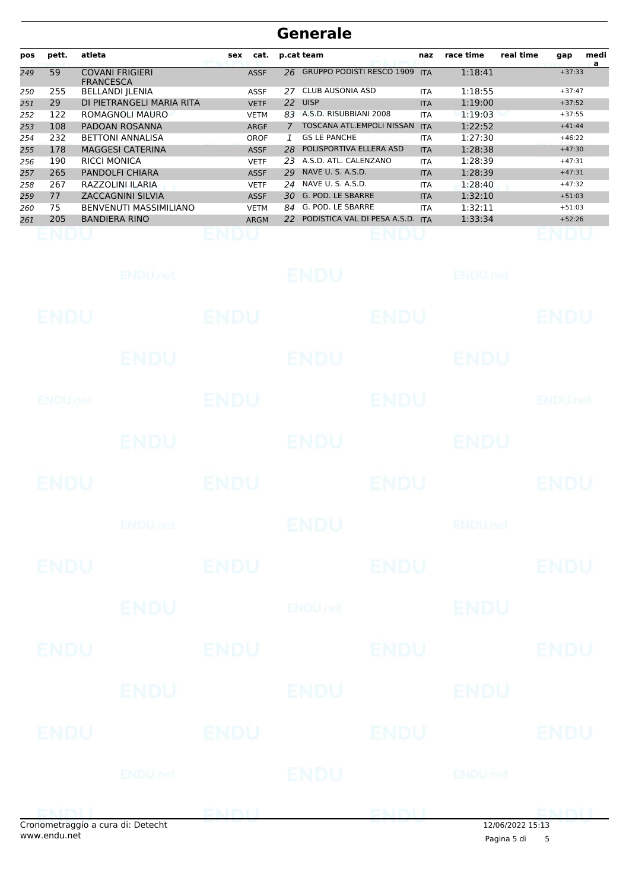# Generale

| pos | pett. | atleta | sex | cat. | p.cat | team | naz | race time | real time | gap | media |
|---|---|---|---|---|---|---|---|---|---|---|---|
| 249 | 59 | COVANI FRIGIERI FRANCESCA | | ASSF | 26 | GRUPPO PODISTI RESCO 1909 | ITA | 1:18:41 | | +37:33 | |
| 250 | 255 | BELLANDI JLENIA | | ASSF | 27 | CLUB AUSONIA ASD | ITA | 1:18:55 | | +37:47 | |
| 251 | 29 | DI PIETRANGELI MARIA RITA | | VETF | 22 | UISP | ITA | 1:19:00 | | +37:52 | |
| 252 | 122 | ROMAGNOLI MAURO | | VETM | 83 | A.S.D. RISUBBIANI 2008 | ITA | 1:19:03 | | +37:55 | |
| 253 | 108 | PADOAN ROSANNA | | ARGF | 7 | TOSCANA ATL.EMPOLI NISSAN | ITA | 1:22:52 | | +41:44 | |
| 254 | 232 | BETTONI ANNALISA | | OROF | 1 | GS LE PANCHE | ITA | 1:27:30 | | +46:22 | |
| 255 | 178 | MAGGESI CATERINA | | ASSF | 28 | POLISPORTIVA ELLERA ASD | ITA | 1:28:38 | | +47:30 | |
| 256 | 190 | RICCI MONICA | | VETF | 23 | A.S.D. ATL. CALENZANO | ITA | 1:28:39 | | +47:31 | |
| 257 | 265 | PANDOLFI CHIARA | | ASSF | 29 | NAVE U. S. A.S.D. | ITA | 1:28:39 | | +47:31 | |
| 258 | 267 | RAZZOLINI ILARIA | | VETF | 24 | NAVE U. S. A.S.D. | ITA | 1:28:40 | | +47:32 | |
| 259 | 77 | ZACCAGNINI SILVIA | | ASSF | 30 | G. POD. LE SBARRE | ITA | 1:32:10 | | +51:03 | |
| 260 | 75 | BENVENUTI MASSIMILIANO | | VETM | 84 | G. POD. LE SBARRE | ITA | 1:32:11 | | +51:03 | |
| 261 | 205 | BANDIERA RINO | | ARGM | 22 | PODISTICA VAL DI PESA A.S.D. | ITA | 1:33:34 | | +52:26 | |

Cronometraggio a cura di: Detecht
www.endu.net

12/06/2022 15:13